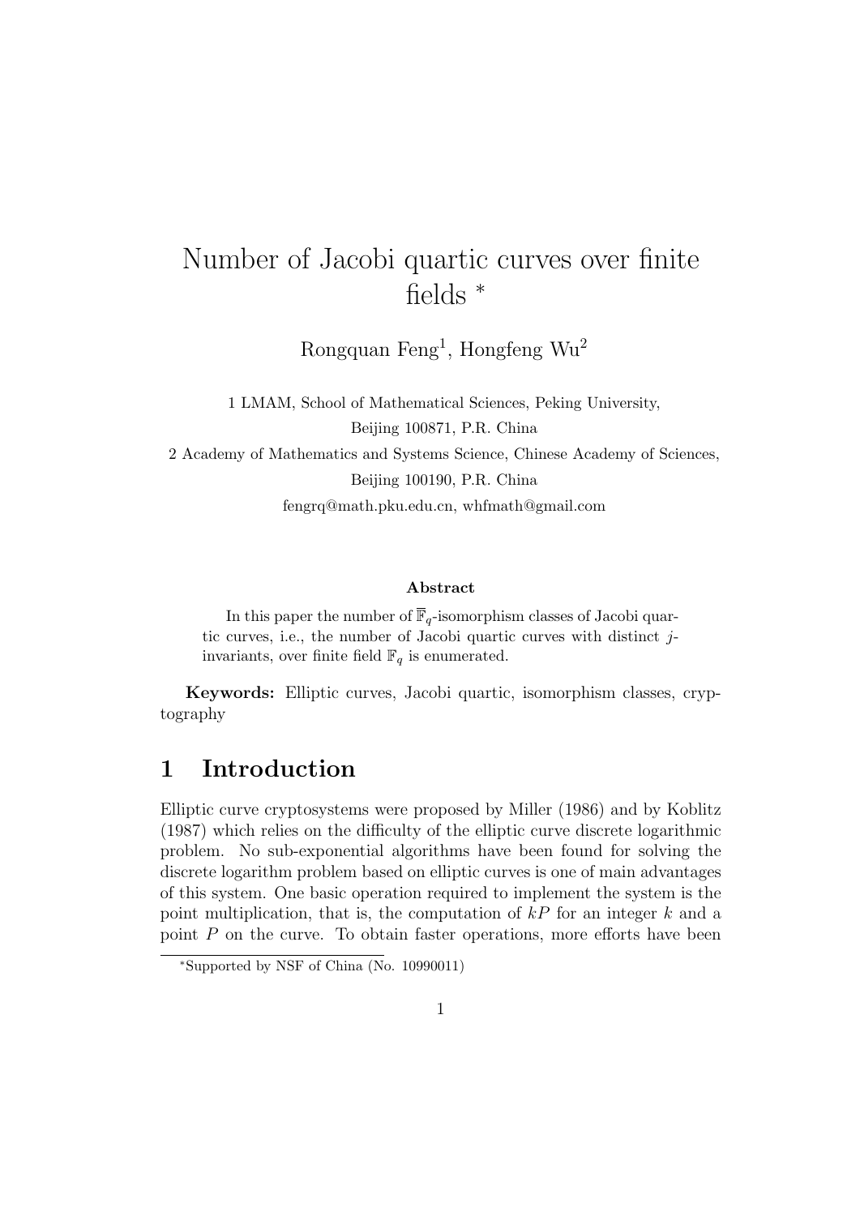# Number of Jacobi quartic curves over finite fields *

Rongquan Feng[1], Hongfeng Wu[2]

1 LMAM, School of Mathematical Sciences, Peking University,
Beijing 100871, P.R. China

2 Academy of Mathematics and Systems Science, Chinese Academy of Sciences,
Beijing 100190, P.R. China

fengrq@math.pku.edu.cn, whfmath@gmail.com

**Abstract**

In this paper the number of $\overline{\mathbb{F}}_q$-isomorphism classes of Jacobi quartic curves, i.e., the number of Jacobi quartic curves with distinct $j$-invariants, over finite field $\mathbb{F}_q$ is enumerated.

**Keywords:** Elliptic curves, Jacobi quartic, isomorphism classes, cryptography

## 1 Introduction

Elliptic curve cryptosystems were proposed by Miller (1986) and by Koblitz (1987) which relies on the difficulty of the elliptic curve discrete logarithmic problem. No sub-exponential algorithms have been found for solving the discrete logarithm problem based on elliptic curves is one of main advantages of this system. One basic operation required to implement the system is the point multiplication, that is, the computation of $kP$ for an integer $k$ and a point $P$ on the curve. To obtain faster operations, more efforts have been

*Supported by NSF of China (No. 10990011)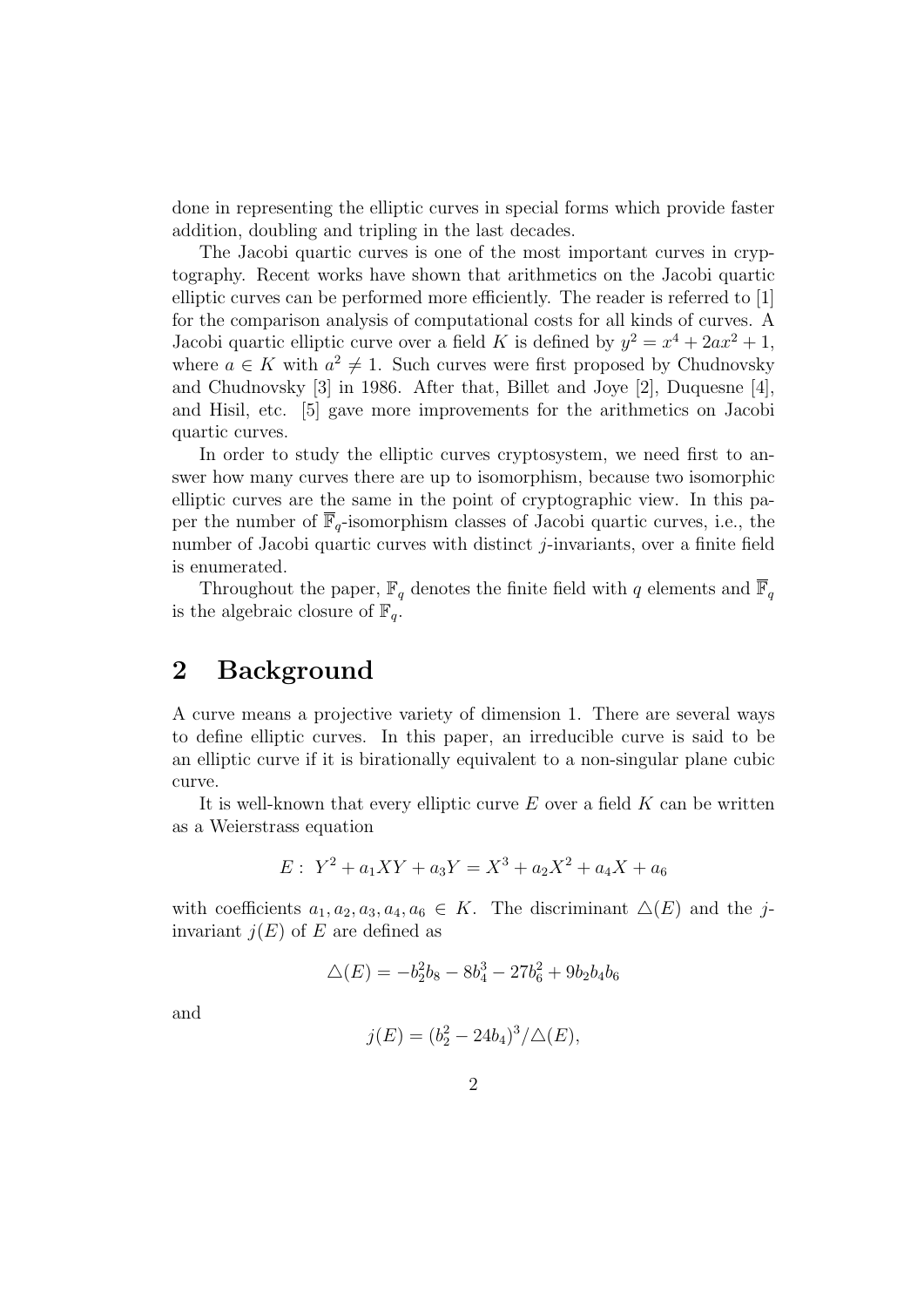done in representing the elliptic curves in special forms which provide faster addition, doubling and tripling in the last decades.

The Jacobi quartic curves is one of the most important curves in cryptography. Recent works have shown that arithmetics on the Jacobi quartic elliptic curves can be performed more efficiently. The reader is referred to [1] for the comparison analysis of computational costs for all kinds of curves. A Jacobi quartic elliptic curve over a field $K$ is defined by $y^2 = x^4 + 2ax^2 + 1$, where $a \in K$ with $a^2 \neq 1$. Such curves were first proposed by Chudnovsky and Chudnovsky [3] in 1986. After that, Billet and Joye [2], Duquesne [4], and Hisil, etc. [5] gave more improvements for the arithmetics on Jacobi quartic curves.

In order to study the elliptic curves cryptosystem, we need first to answer how many curves there are up to isomorphism, because two isomorphic elliptic curves are the same in the point of cryptographic view. In this paper the number of $\overline{\mathbb{F}}_q$-isomorphism classes of Jacobi quartic curves, i.e., the number of Jacobi quartic curves with distinct $j$-invariants, over a finite field is enumerated.

Throughout the paper, $\mathbb{F}_q$ denotes the finite field with $q$ elements and $\overline{\mathbb{F}}_q$ is the algebraic closure of $\mathbb{F}_q$.

## 2 Background

A curve means a projective variety of dimension 1. There are several ways to define elliptic curves. In this paper, an irreducible curve is said to be an elliptic curve if it is birationally equivalent to a non-singular plane cubic curve.

It is well-known that every elliptic curve $E$ over a field $K$ can be written as a Weierstrass equation

$$E: \; Y^2 + a_1XY + a_3Y = X^3 + a_2X^2 + a_4X + a_6$$

with coefficients $a_1, a_2, a_3, a_4, a_6 \in K$. The discriminant $\triangle(E)$ and the $j$-invariant $j(E)$ of $E$ are defined as

$$\triangle(E) = -b_2^2b_8 - 8b_4^3 - 27b_6^2 + 9b_2b_4b_6$$

and

$$j(E) = (b_2^2 - 24b_4)^3/\triangle(E),$$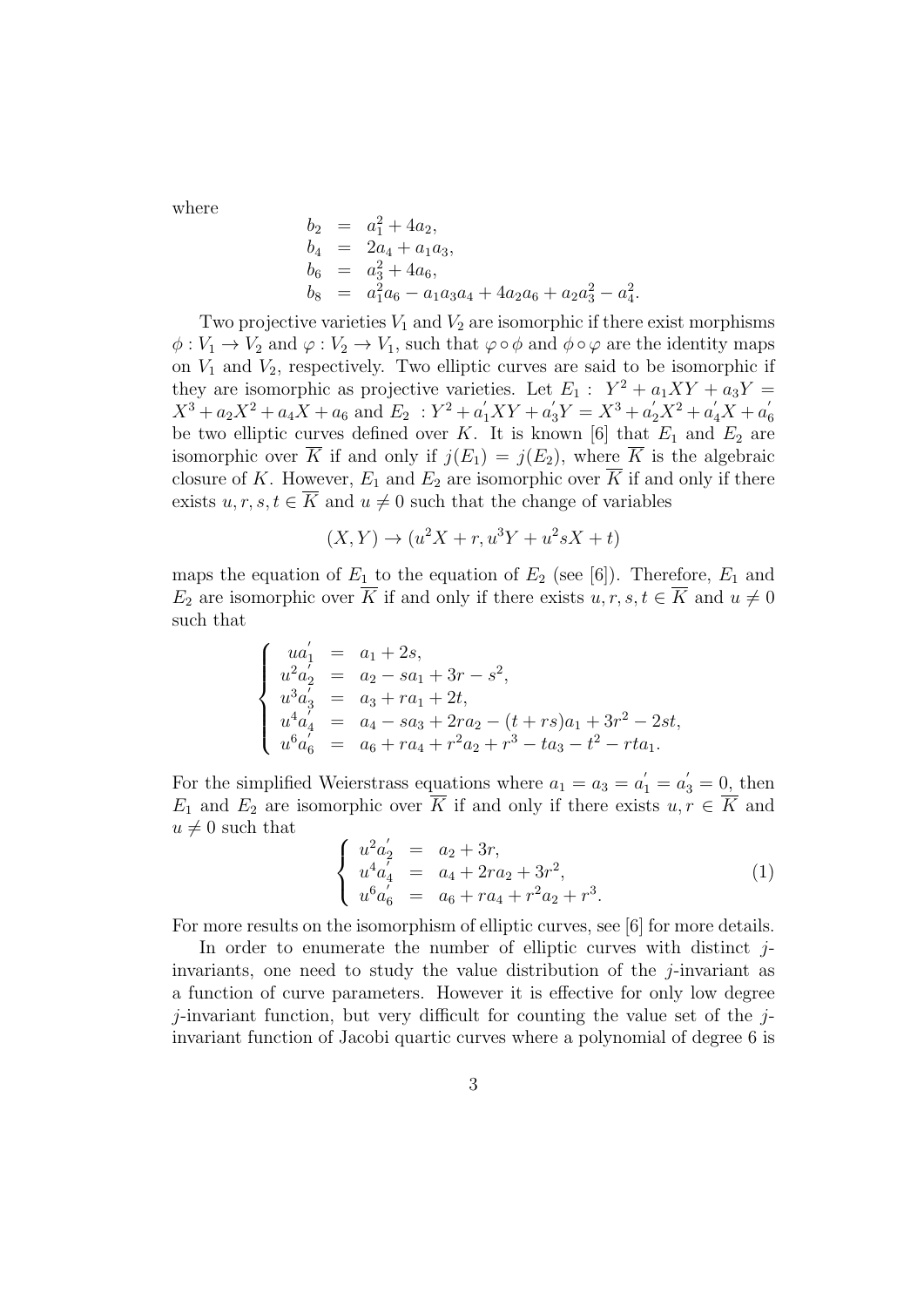where

$$
\begin{aligned}
b_2 &= a_1^2 + 4a_2, \\
b_4 &= 2a_4 + a_1 a_3, \\
b_6 &= a_3^2 + 4a_6, \\
b_8 &= a_1^2 a_6 - a_1 a_3 a_4 + 4a_2 a_6 + a_2 a_3^2 - a_4^2.
\end{aligned}
$$

Two projective varieties $V_1$ and $V_2$ are isomorphic if there exist morphisms $\phi : V_1 \to V_2$ and $\varphi : V_2 \to V_1$, such that $\varphi \circ \phi$ and $\phi \circ \varphi$ are the identity maps on $V_1$ and $V_2$, respectively. Two elliptic curves are said to be isomorphic if they are isomorphic as projective varieties. Let $E_1 : \ Y^2 + a_1 XY + a_3 Y = X^3 + a_2 X^2 + a_4 X + a_6$ and $E_2 \ : Y^2 + a_1^{'} XY + a_3^{'} Y = X^3 + a_2^{'} X^2 + a_4^{'} X + a_6^{'}$ be two elliptic curves defined over $K$. It is known [6] that $E_1$ and $E_2$ are isomorphic over $\overline{K}$ if and only if $j(E_1) = j(E_2)$, where $\overline{K}$ is the algebraic closure of $K$. However, $E_1$ and $E_2$ are isomorphic over $\overline{K}$ if and only if there exists $u, r, s, t \in \overline{K}$ and $u \neq 0$ such that the change of variables

$$
(X, Y) \to (u^2 X + r, u^3 Y + u^2 s X + t)
$$

maps the equation of $E_1$ to the equation of $E_2$ (see [6]). Therefore, $E_1$ and $E_2$ are isomorphic over $\overline{K}$ if and only if there exists $u, r, s, t \in \overline{K}$ and $u \neq 0$ such that

$$
\begin{cases}
u a_1^{'} &= a_1 + 2s, \\
u^2 a_2^{'} &= a_2 - s a_1 + 3r - s^2, \\
u^3 a_3^{'} &= a_3 + r a_1 + 2t, \\
u^4 a_4^{'} &= a_4 - s a_3 + 2 r a_2 - (t + rs) a_1 + 3r^2 - 2st, \\
u^6 a_6^{'} &= a_6 + r a_4 + r^2 a_2 + r^3 - t a_3 - t^2 - r t a_1.
\end{cases}
$$

For the simplified Weierstrass equations where $a_1 = a_3 = a_1^{'} = a_3^{'} = 0$, then $E_1$ and $E_2$ are isomorphic over $\overline{K}$ if and only if there exists $u, r \in \overline{K}$ and $u \neq 0$ such that

$$
\begin{cases}
u^2 a_2^{'} &= a_2 + 3r, \\
u^4 a_4^{'} &= a_4 + 2 r a_2 + 3r^2, \\
u^6 a_6^{'} &= a_6 + r a_4 + r^2 a_2 + r^3.
\end{cases}
\tag{1}
$$

For more results on the isomorphism of elliptic curves, see [6] for more details.

In order to enumerate the number of elliptic curves with distinct $j$-invariants, one need to study the value distribution of the $j$-invariant as a function of curve parameters. However it is effective for only low degree $j$-invariant function, but very difficult for counting the value set of the $j$-invariant function of Jacobi quartic curves where a polynomial of degree 6 is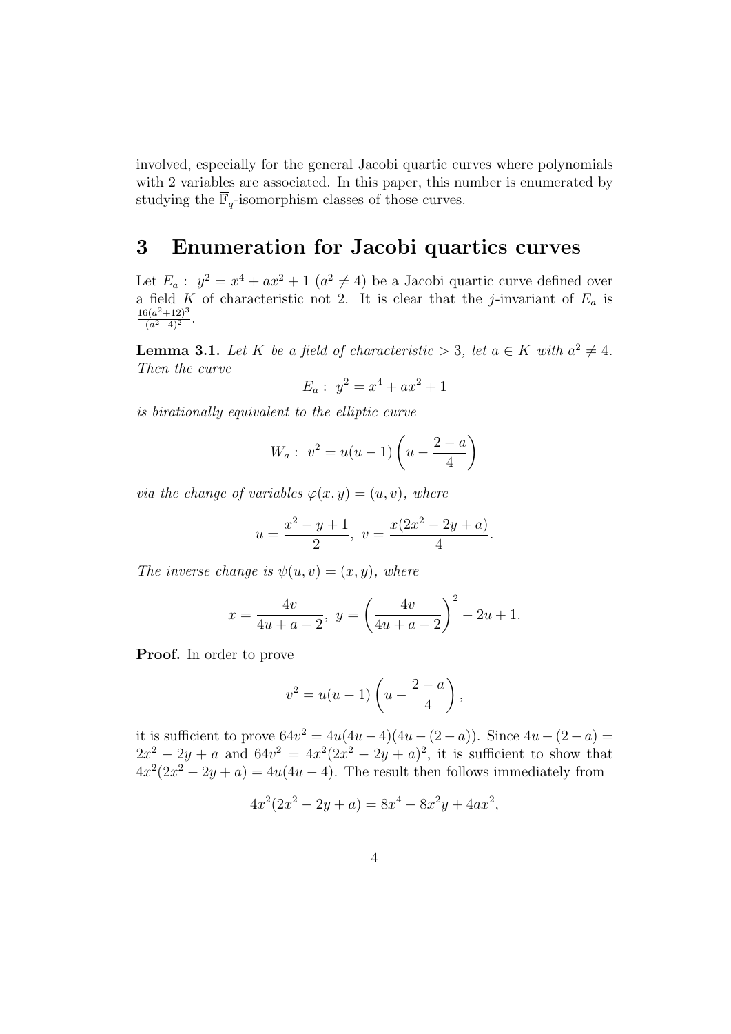involved, especially for the general Jacobi quartic curves where polynomials with 2 variables are associated. In this paper, this number is enumerated by studying the $\overline{\mathbb{F}}_q$-isomorphism classes of those curves.

# 3 Enumeration for Jacobi quartics curves

Let $E_a:\ y^2 = x^4 + ax^2 + 1$ $(a^2 \neq 4)$ be a Jacobi quartic curve defined over a field $K$ of characteristic not 2. It is clear that the $j$-invariant of $E_a$ is $\frac{16(a^2+12)^3}{(a^2-4)^2}$.

**Lemma 3.1.** *Let $K$ be a field of characteristic $> 3$, let $a \in K$ with $a^2 \neq 4$. Then the curve*

$$E_a:\ y^2 = x^4 + ax^2 + 1$$

*is birationally equivalent to the elliptic curve*

$$W_a:\ v^2 = u(u-1)\left(u - \frac{2-a}{4}\right)$$

*via the change of variables $\varphi(x, y) = (u, v)$, where*

$$u = \frac{x^2 - y + 1}{2},\ v = \frac{x(2x^2 - 2y + a)}{4}.$$

*The inverse change is $\psi(u, v) = (x, y)$, where*

$$x = \frac{4v}{4u + a - 2},\ y = \left(\frac{4v}{4u + a - 2}\right)^2 - 2u + 1.$$

**Proof.** In order to prove

$$v^2 = u(u-1)\left(u - \frac{2-a}{4}\right),$$

it is sufficient to prove $64v^2 = 4u(4u-4)(4u-(2-a))$. Since $4u-(2-a) = 2x^2 - 2y + a$ and $64v^2 = 4x^2(2x^2 - 2y + a)^2$, it is sufficient to show that $4x^2(2x^2 - 2y + a) = 4u(4u - 4)$. The result then follows immediately from

$$4x^2(2x^2 - 2y + a) = 8x^4 - 8x^2y + 4ax^2,$$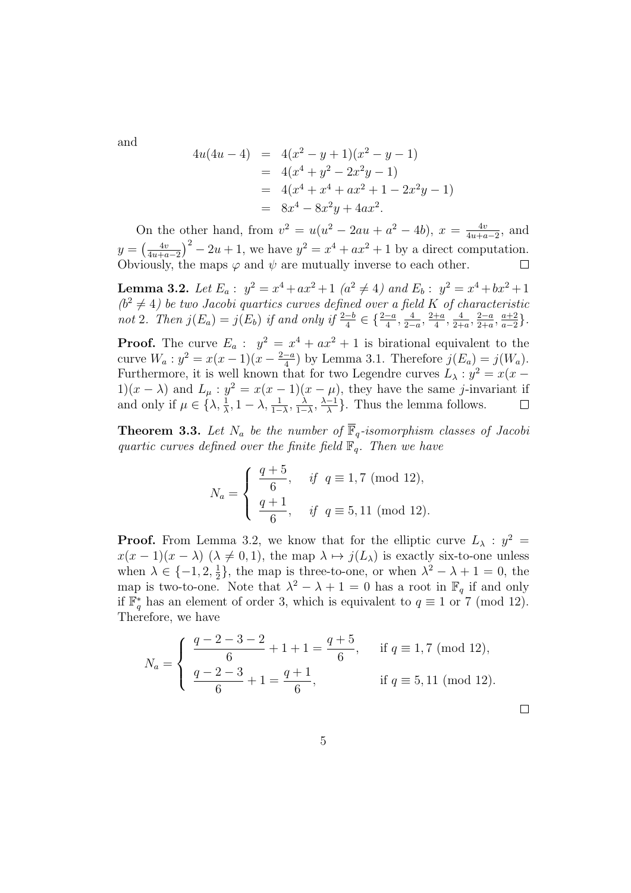and

$$
\begin{aligned}
4u(4u-4) &= 4(x^2-y+1)(x^2-y-1) \\
&= 4(x^4+y^2-2x^2y-1) \\
&= 4(x^4+x^4+ax^2+1-2x^2y-1) \\
&= 8x^4-8x^2y+4ax^2.
\end{aligned}
$$

On the other hand, from $v^2=u(u^2-2au+a^2-4b)$, $x=\frac{4v}{4u+a-2}$, and $y=\left(\frac{4v}{4u+a-2}\right)^2-2u+1$, we have $y^2=x^4+ax^2+1$ by a direct computation. Obviously, the maps $\varphi$ and $\psi$ are mutually inverse to each other. $\square$

**Lemma 3.2.** *Let $E_a:\ y^2=x^4+ax^2+1$ $(a^2\neq 4)$ and $E_b:\ y^2=x^4+bx^2+1$ $(b^2\neq 4)$ be two Jacobi quartics curves defined over a field $K$ of characteristic not 2. Then $j(E_a)=j(E_b)$ if and only if $\frac{2-b}{4}\in\{\frac{2-a}{4},\frac{4}{2-a},\frac{2+a}{4},\frac{4}{2+a},\frac{2-a}{2+a},\frac{a+2}{a-2}\}$.*

**Proof.** The curve $E_a:\ y^2=x^4+ax^2+1$ is birational equivalent to the curve $W_a: y^2=x(x-1)(x-\frac{2-a}{4})$ by Lemma 3.1. Therefore $j(E_a)=j(W_a)$. Furthermore, it is well known that for two Legendre curves $L_\lambda: y^2=x(x-1)(x-\lambda)$ and $L_\mu: y^2=x(x-1)(x-\mu)$, they have the same $j$-invariant if and only if $\mu\in\{\lambda,\frac{1}{\lambda},1-\lambda,\frac{1}{1-\lambda},\frac{\lambda}{1-\lambda},\frac{\lambda-1}{\lambda}\}$. Thus the lemma follows. $\square$

**Theorem 3.3.** *Let $N_a$ be the number of $\overline{\mathbb{F}}_q$-isomorphism classes of Jacobi quartic curves defined over the finite field $\mathbb{F}_q$. Then we have*

$$
N_a=\begin{cases}\dfrac{q+5}{6}, & \text{if } q\equiv 1,7 \pmod{12},\\[2mm] \dfrac{q+1}{6}, & \text{if } q\equiv 5,11 \pmod{12}.\end{cases}
$$

**Proof.** From Lemma 3.2, we know that for the elliptic curve $L_\lambda: y^2=x(x-1)(x-\lambda)$ $(\lambda\neq 0,1)$, the map $\lambda\mapsto j(L_\lambda)$ is exactly six-to-one unless when $\lambda\in\{-1,2,\frac{1}{2}\}$, the map is three-to-one, or when $\lambda^2-\lambda+1=0$, the map is two-to-one. Note that $\lambda^2-\lambda+1=0$ has a root in $\mathbb{F}_q$ if and only if $\mathbb{F}_q^*$ has an element of order 3, which is equivalent to $q\equiv 1$ or $7 \pmod{12}$. Therefore, we have

$$
N_a=\begin{cases}\dfrac{q-2-3-2}{6}+1+1=\dfrac{q+5}{6}, & \text{if } q\equiv 1,7 \pmod{12},\\[2mm] \dfrac{q-2-3}{6}+1=\dfrac{q+1}{6}, & \text{if } q\equiv 5,11 \pmod{12}.\end{cases}
$$

$\square$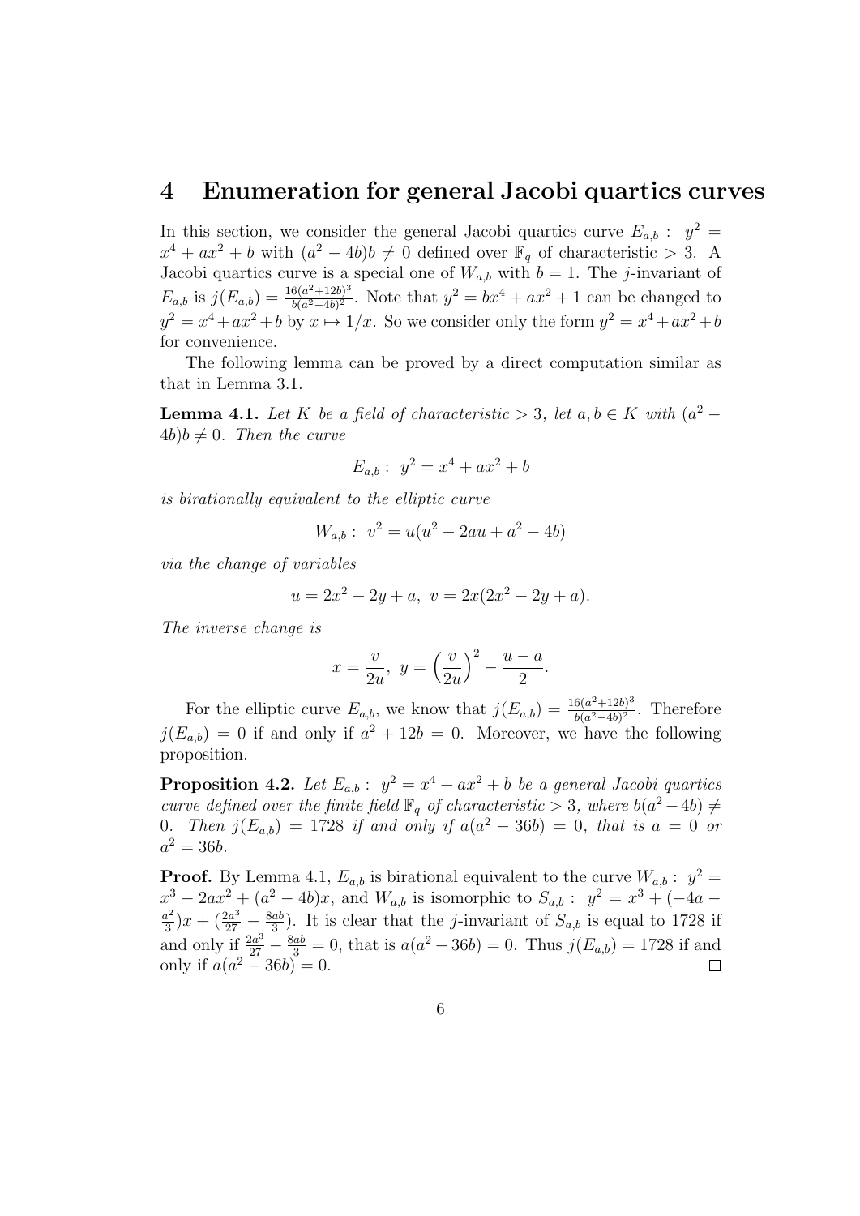## 4 Enumeration for general Jacobi quartics curves

In this section, we consider the general Jacobi quartics curve $E_{a,b}: \ y^2 = x^4 + ax^2 + b$ with $(a^2 - 4b)b \neq 0$ defined over $\mathbb{F}_q$ of characteristic $> 3$. A Jacobi quartics curve is a special one of $W_{a,b}$ with $b = 1$. The $j$-invariant of $E_{a,b}$ is $j(E_{a,b}) = \frac{16(a^2+12b)^3}{b(a^2-4b)^2}$. Note that $y^2 = bx^4 + ax^2 + 1$ can be changed to $y^2 = x^4 + ax^2 + b$ by $x \mapsto 1/x$. So we consider only the form $y^2 = x^4 + ax^2 + b$ for convenience.

The following lemma can be proved by a direct computation similar as that in Lemma 3.1.

**Lemma 4.1.** *Let $K$ be a field of characteristic $> 3$, let $a, b \in K$ with $(a^2 - 4b)b \neq 0$. Then the curve*

$$E_{a,b}: \ y^2 = x^4 + ax^2 + b$$

*is birationally equivalent to the elliptic curve*

$$W_{a,b}: \ v^2 = u(u^2 - 2au + a^2 - 4b)$$

*via the change of variables*

$$u = 2x^2 - 2y + a, \ v = 2x(2x^2 - 2y + a).$$

*The inverse change is*

$$x = \frac{v}{2u}, \ y = \left(\frac{v}{2u}\right)^2 - \frac{u-a}{2}.$$

For the elliptic curve $E_{a,b}$, we know that $j(E_{a,b}) = \frac{16(a^2+12b)^3}{b(a^2-4b)^2}$. Therefore $j(E_{a,b}) = 0$ if and only if $a^2 + 12b = 0$. Moreover, we have the following proposition.

**Proposition 4.2.** *Let $E_{a,b}: \ y^2 = x^4 + ax^2 + b$ be a general Jacobi quartics curve defined over the finite field $\mathbb{F}_q$ of characteristic $> 3$, where $b(a^2 - 4b) \neq 0$. Then $j(E_{a,b}) = 1728$ if and only if $a(a^2 - 36b) = 0$, that is $a = 0$ or $a^2 = 36b$.*

**Proof.** By Lemma 4.1, $E_{a,b}$ is birational equivalent to the curve $W_{a,b}: \ y^2 = x^3 - 2ax^2 + (a^2 - 4b)x$, and $W_{a,b}$ is isomorphic to $S_{a,b}: \ y^2 = x^3 + (-4a - \frac{a^2}{3})x + (\frac{2a^3}{27} - \frac{8ab}{3})$. It is clear that the $j$-invariant of $S_{a,b}$ is equal to 1728 if and only if $\frac{2a^3}{27} - \frac{8ab}{3} = 0$, that is $a(a^2 - 36b) = 0$. Thus $j(E_{a,b}) = 1728$ if and only if $a(a^2 - 36b) = 0$. $\square$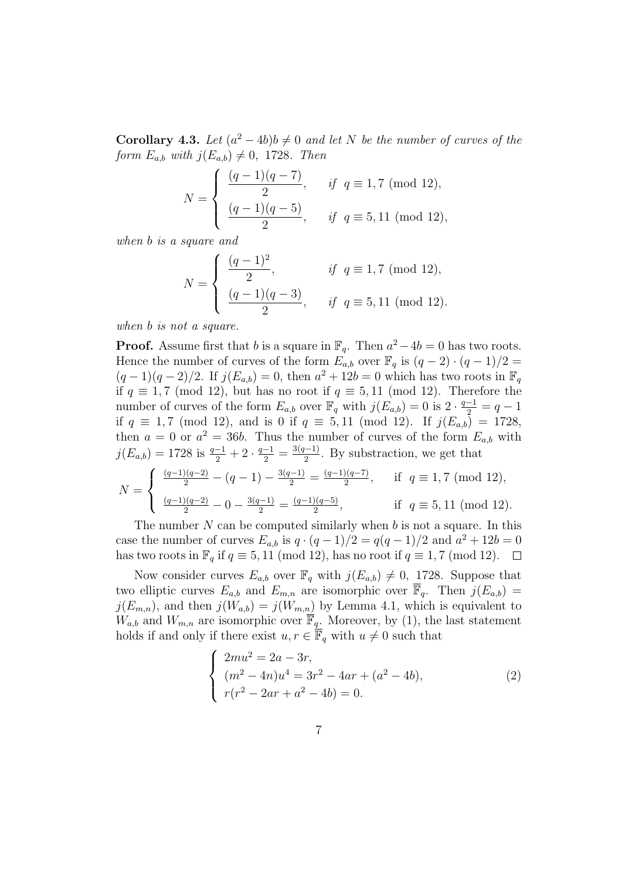**Corollary 4.3.** *Let $(a^2-4b)b \neq 0$ and let $N$ be the number of curves of the form $E_{a,b}$ with $j(E_{a,b}) \neq 0,\ 1728$. Then*

$$N = \begin{cases} \dfrac{(q-1)(q-7)}{2}, & \text{if } q \equiv 1,7 \pmod{12}, \\ \dfrac{(q-1)(q-5)}{2}, & \text{if } q \equiv 5,11 \pmod{12}, \end{cases}$$

*when $b$ is a square and*

$$N = \begin{cases} \dfrac{(q-1)^2}{2}, & \text{if } q \equiv 1,7 \pmod{12}, \\ \dfrac{(q-1)(q-3)}{2}, & \text{if } q \equiv 5,11 \pmod{12}. \end{cases}$$

*when $b$ is not a square.*

**Proof.** Assume first that $b$ is a square in $\mathbb{F}_q$. Then $a^2-4b=0$ has two roots. Hence the number of curves of the form $E_{a,b}$ over $\mathbb{F}_q$ is $(q-2)\cdot(q-1)/2 = (q-1)(q-2)/2$. If $j(E_{a,b})=0$, then $a^2+12b=0$ which has two roots in $\mathbb{F}_q$ if $q \equiv 1,7 \pmod{12}$, but has no root if $q \equiv 5,11 \pmod{12}$. Therefore the number of curves of the form $E_{a,b}$ over $\mathbb{F}_q$ with $j(E_{a,b})=0$ is $2\cdot\frac{q-1}{2} = q-1$ if $q \equiv 1,7 \pmod{12}$, and is 0 if $q \equiv 5,11 \pmod{12}$. If $j(E_{a,b})=1728$, then $a=0$ or $a^2=36b$. Thus the number of curves of the form $E_{a,b}$ with $j(E_{a,b})=1728$ is $\frac{q-1}{2}+2\cdot\frac{q-1}{2}=\frac{3(q-1)}{2}$. By substraction, we get that

$$N = \begin{cases} \frac{(q-1)(q-2)}{2} - (q-1) - \frac{3(q-1)}{2} = \frac{(q-1)(q-7)}{2}, & \text{if } q \equiv 1,7 \pmod{12}, \\ \frac{(q-1)(q-2)}{2} - 0 - \frac{3(q-1)}{2} = \frac{(q-1)(q-5)}{2}, & \text{if } q \equiv 5,11 \pmod{12}. \end{cases}$$

The number $N$ can be computed similarly when $b$ is not a square. In this case the number of curves $E_{a,b}$ is $q\cdot(q-1)/2 = q(q-1)/2$ and $a^2+12b=0$ has two roots in $\mathbb{F}_q$ if $q \equiv 5,11 \pmod{12}$, has no root if $q \equiv 1,7 \pmod{12}$. $\square$

Now consider curves $E_{a,b}$ over $\mathbb{F}_q$ with $j(E_{a,b}) \neq 0,\ 1728$. Suppose that two elliptic curves $E_{a,b}$ and $E_{m,n}$ are isomorphic over $\overline{\mathbb{F}}_q$. Then $j(E_{a,b}) = j(E_{m,n})$, and then $j(W_{a,b}) = j(W_{m,n})$ by Lemma 4.1, which is equivalent to $W_{a,b}$ and $W_{m,n}$ are isomorphic over $\overline{\mathbb{F}}_q$. Moreover, by (1), the last statement holds if and only if there exist $u, r \in \overline{\mathbb{F}}_q$ with $u \neq 0$ such that

$$\begin{cases} 2mu^2 = 2a - 3r, \\ (m^2-4n)u^4 = 3r^2 - 4ar + (a^2-4b), \\ r(r^2-2ar+a^2-4b) = 0. \end{cases} \tag{2}$$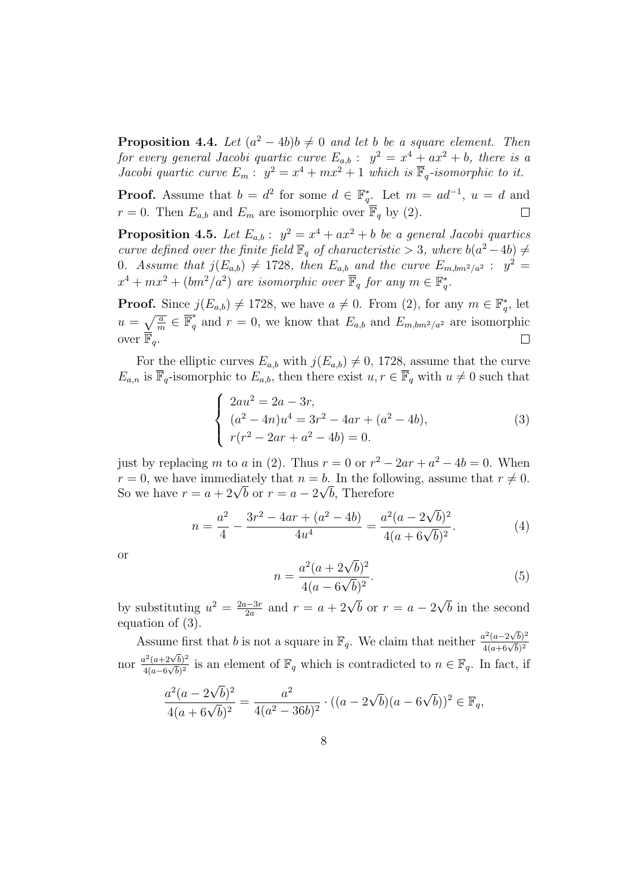**Proposition 4.4.** *Let $(a^2 - 4b)b \neq 0$ and let $b$ be a square element. Then for every general Jacobi quartic curve $E_{a,b}$ : $y^2 = x^4 + ax^2 + b$, there is a Jacobi quartic curve $E_m$ : $y^2 = x^4 + mx^2 + 1$ which is $\overline{\mathbb{F}}_q$-isomorphic to it.*

**Proof.** Assume that $b = d^2$ for some $d \in \mathbb{F}_q^*$. Let $m = ad^{-1}$, $u = d$ and $r = 0$. Then $E_{a,b}$ and $E_m$ are isomorphic over $\overline{\mathbb{F}}_q$ by (2). $\square$

**Proposition 4.5.** *Let $E_{a,b}$ : $y^2 = x^4 + ax^2 + b$ be a general Jacobi quartics curve defined over the finite field $\mathbb{F}_q$ of characteristic $> 3$, where $b(a^2 - 4b) \neq 0$. Assume that $j(E_{a,b}) \neq 1728$, then $E_{a,b}$ and the curve $E_{m,bm^2/a^2}$ : $y^2 = x^4 + mx^2 + (bm^2/a^2)$ are isomorphic over $\overline{\mathbb{F}}_q$ for any $m \in \mathbb{F}_q^*$.*

**Proof.** Since $j(E_{a,b}) \neq 1728$, we have $a \neq 0$. From (2), for any $m \in \mathbb{F}_q^*$, let $u = \sqrt{\frac{a}{m}} \in \overline{\mathbb{F}}_q^*$ and $r = 0$, we know that $E_{a,b}$ and $E_{m,bm^2/a^2}$ are isomorphic over $\overline{\mathbb{F}}_q$. $\square$

For the elliptic curves $E_{a,b}$ with $j(E_{a,b}) \neq 0$, 1728, assume that the curve $E_{a,n}$ is $\overline{\mathbb{F}}_q$-isomorphic to $E_{a,b}$, then there exist $u, r \in \overline{\mathbb{F}}_q$ with $u \neq 0$ such that

$$\begin{cases} 2au^2 = 2a - 3r, \\ (a^2 - 4n)u^4 = 3r^2 - 4ar + (a^2 - 4b), \\ r(r^2 - 2ar + a^2 - 4b) = 0. \end{cases} \tag{3}$$

just by replacing $m$ to $a$ in (2). Thus $r = 0$ or $r^2 - 2ar + a^2 - 4b = 0$. When $r = 0$, we have immediately that $n = b$. In the following, assume that $r \neq 0$. So we have $r = a + 2\sqrt{b}$ or $r = a - 2\sqrt{b}$, Therefore

$$n = \frac{a^2}{4} - \frac{3r^2 - 4ar + (a^2 - 4b)}{4u^4} = \frac{a^2(a - 2\sqrt{b})^2}{4(a + 6\sqrt{b})^2}. \tag{4}$$

or

$$n = \frac{a^2(a + 2\sqrt{b})^2}{4(a - 6\sqrt{b})^2}. \tag{5}$$

by substituting $u^2 = \frac{2a-3r}{2a}$ and $r = a + 2\sqrt{b}$ or $r = a - 2\sqrt{b}$ in the second equation of (3).

Assume first that $b$ is not a square in $\mathbb{F}_q$. We claim that neither $\frac{a^2(a-2\sqrt{b})^2}{4(a+6\sqrt{b})^2}$ nor $\frac{a^2(a+2\sqrt{b})^2}{4(a-6\sqrt{b})^2}$ is an element of $\mathbb{F}_q$ which is contradicted to $n \in \mathbb{F}_q$. In fact, if

$$\frac{a^2(a - 2\sqrt{b})^2}{4(a + 6\sqrt{b})^2} = \frac{a^2}{4(a^2 - 36b)^2} \cdot ((a - 2\sqrt{b})(a - 6\sqrt{b}))^2 \in \mathbb{F}_q,$$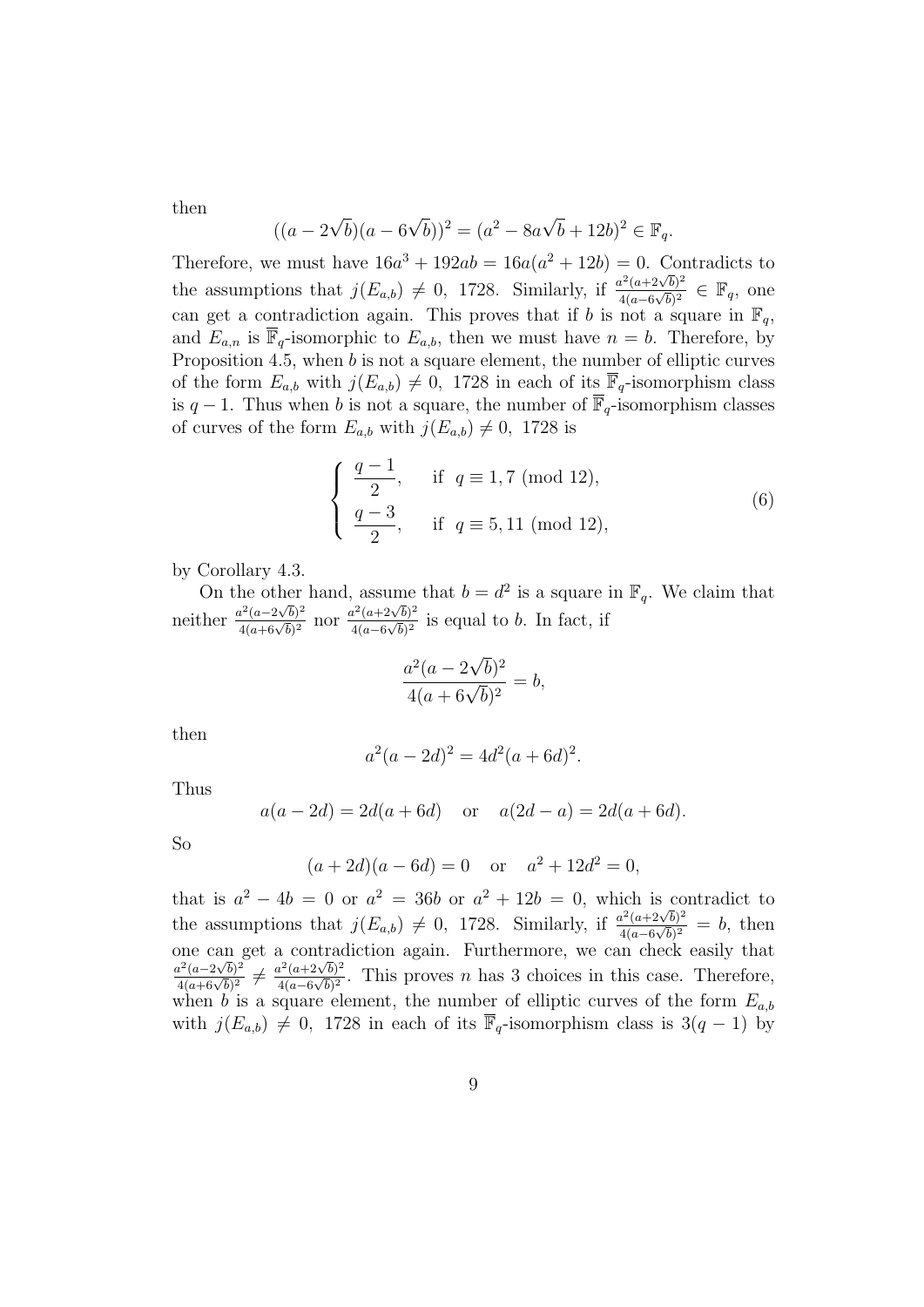then

$$((a - 2\sqrt{b})(a - 6\sqrt{b}))^2 = (a^2 - 8a\sqrt{b} + 12b)^2 \in \mathbb{F}_q.$$

Therefore, we must have $16a^3 + 192ab = 16a(a^2 + 12b) = 0$. Contradicts to the assumptions that $j(E_{a,b}) \neq 0,\ 1728$. Similarly, if $\frac{a^2(a+2\sqrt{b})^2}{4(a-6\sqrt{b})^2} \in \mathbb{F}_q$, one can get a contradiction again. This proves that if $b$ is not a square in $\mathbb{F}_q$, and $E_{a,n}$ is $\overline{\mathbb{F}}_q$-isomorphic to $E_{a,b}$, then we must have $n = b$. Therefore, by Proposition 4.5, when $b$ is not a square element, the number of elliptic curves of the form $E_{a,b}$ with $j(E_{a,b}) \neq 0,\ 1728$ in each of its $\overline{\mathbb{F}}_q$-isomorphism class is $q-1$. Thus when $b$ is not a square, the number of $\overline{\mathbb{F}}_q$-isomorphism classes of curves of the form $E_{a,b}$ with $j(E_{a,b}) \neq 0,\ 1728$ is

$$\begin{cases} \dfrac{q-1}{2}, & \text{if } \ q \equiv 1, 7 \pmod{12}, \\ \dfrac{q-3}{2}, & \text{if } \ q \equiv 5, 11 \pmod{12}, \end{cases} \tag{6}$$

by Corollary 4.3.

On the other hand, assume that $b = d^2$ is a square in $\mathbb{F}_q$. We claim that neither $\frac{a^2(a-2\sqrt{b})^2}{4(a+6\sqrt{b})^2}$ nor $\frac{a^2(a+2\sqrt{b})^2}{4(a-6\sqrt{b})^2}$ is equal to $b$. In fact, if

$$\frac{a^2(a-2\sqrt{b})^2}{4(a+6\sqrt{b})^2} = b,$$

then

$$a^2(a-2d)^2 = 4d^2(a+6d)^2.$$

Thus

$$a(a-2d) = 2d(a+6d) \quad \text{or} \quad a(2d-a) = 2d(a+6d).$$

So

$$(a+2d)(a-6d) = 0 \quad \text{or} \quad a^2 + 12d^2 = 0,$$

that is $a^2 - 4b = 0$ or $a^2 = 36b$ or $a^2 + 12b = 0$, which is contradict to the assumptions that $j(E_{a,b}) \neq 0,\ 1728$. Similarly, if $\frac{a^2(a+2\sqrt{b})^2}{4(a-6\sqrt{b})^2} = b$, then one can get a contradiction again. Furthermore, we can check easily that $\frac{a^2(a-2\sqrt{b})^2}{4(a+6\sqrt{b})^2} \neq \frac{a^2(a+2\sqrt{b})^2}{4(a-6\sqrt{b})^2}$. This proves $n$ has 3 choices in this case. Therefore, when $b$ is a square element, the number of elliptic curves of the form $E_{a,b}$ with $j(E_{a,b}) \neq 0,\ 1728$ in each of its $\overline{\mathbb{F}}_q$-isomorphism class is $3(q-1)$ by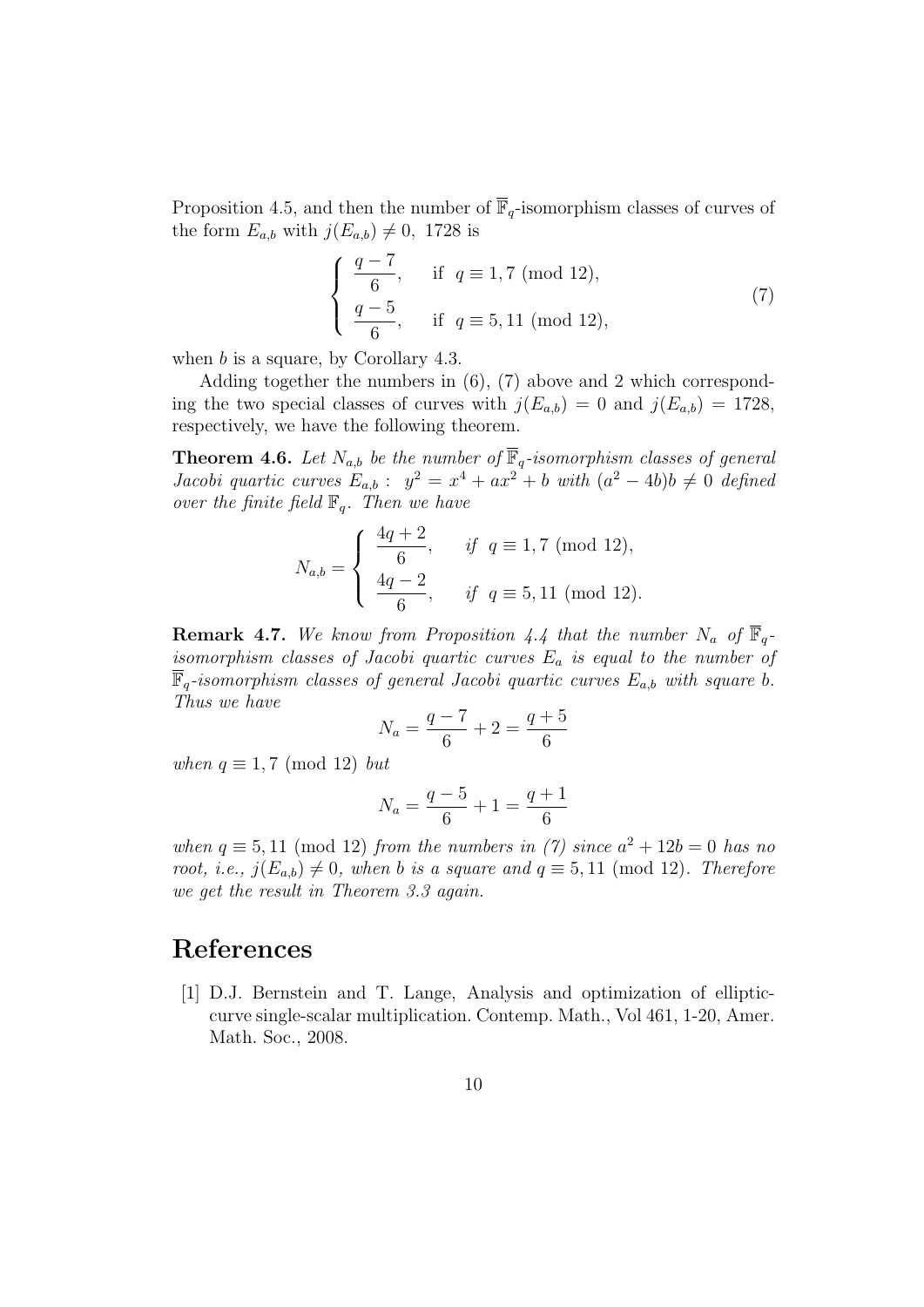Proposition 4.5, and then the number of $\overline{\mathbb{F}}_q$-isomorphism classes of curves of the form $E_{a,b}$ with $j(E_{a,b}) \neq 0,\ 1728$ is

$$\begin{cases} \dfrac{q-7}{6}, & \text{if } \ q \equiv 1, 7 \pmod{12}, \\ \dfrac{q-5}{6}, & \text{if } \ q \equiv 5, 11 \pmod{12}, \end{cases} \tag{7}$$

when $b$ is a square, by Corollary 4.3.

Adding together the numbers in (6), (7) above and 2 which corresponding the two special classes of curves with $j(E_{a,b}) = 0$ and $j(E_{a,b}) = 1728$, respectively, we have the following theorem.

**Theorem 4.6.** *Let $N_{a,b}$ be the number of $\overline{\mathbb{F}}_q$-isomorphism classes of general Jacobi quartic curves $E_{a,b}:\ y^2 = x^4 + ax^2 + b$ with $(a^2 - 4b)b \neq 0$ defined over the finite field $\mathbb{F}_q$. Then we have*

$$N_{a,b} = \begin{cases} \dfrac{4q+2}{6}, & \text{if } \ q \equiv 1, 7 \pmod{12}, \\ \dfrac{4q-2}{6}, & \text{if } \ q \equiv 5, 11 \pmod{12}. \end{cases}$$

**Remark 4.7.** *We know from Proposition 4.4 that the number $N_a$ of $\overline{\mathbb{F}}_q$-isomorphism classes of Jacobi quartic curves $E_a$ is equal to the number of $\overline{\mathbb{F}}_q$-isomorphism classes of general Jacobi quartic curves $E_{a,b}$ with square $b$. Thus we have*

$$N_a = \frac{q-7}{6} + 2 = \frac{q+5}{6}$$

*when $q \equiv 1, 7 \pmod{12}$ but*

$$N_a = \frac{q-5}{6} + 1 = \frac{q+1}{6}$$

*when $q \equiv 5, 11 \pmod{12}$ from the numbers in (7) since $a^2 + 12b = 0$ has no root, i.e., $j(E_{a,b}) \neq 0$, when $b$ is a square and $q \equiv 5, 11 \pmod{12}$. Therefore we get the result in Theorem 3.3 again.*

# References

[1] D.J. Bernstein and T. Lange, Analysis and optimization of elliptic-curve single-scalar multiplication. Contemp. Math., Vol 461, 1-20, Amer. Math. Soc., 2008.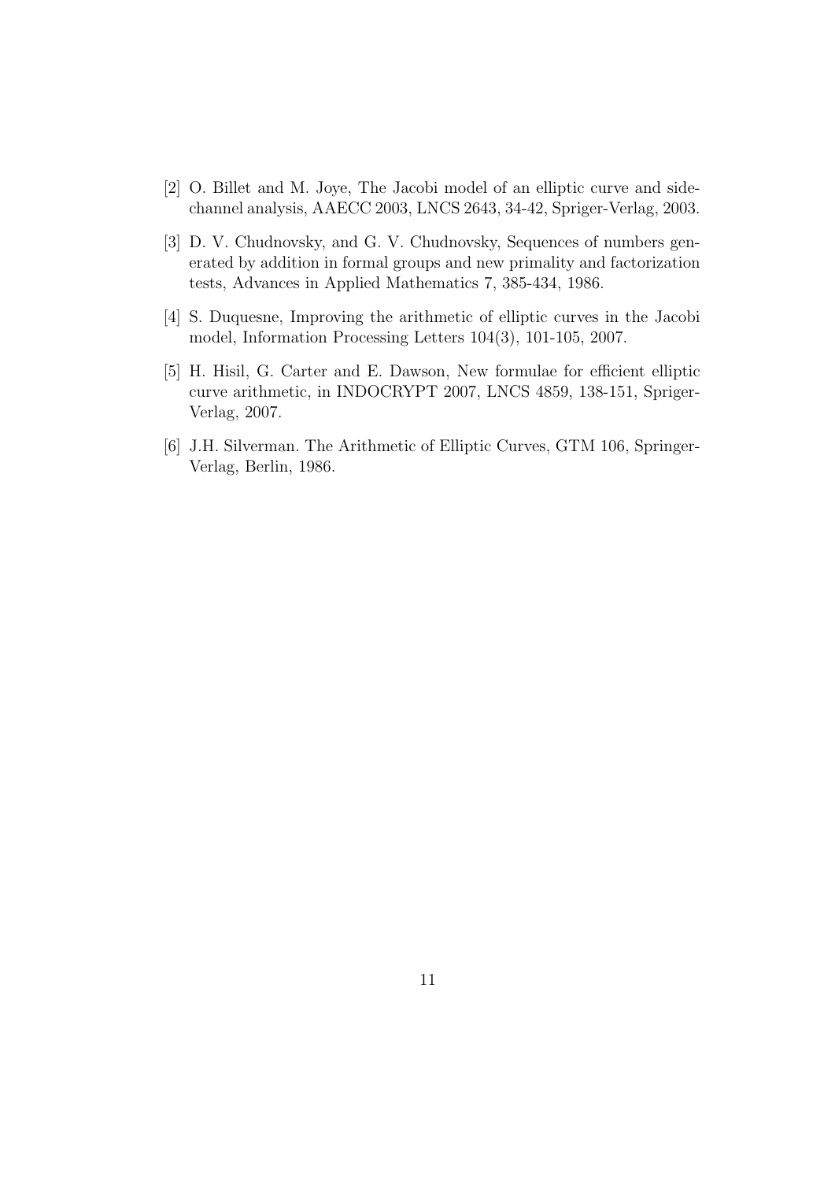[2] O. Billet and M. Joye, The Jacobi model of an elliptic curve and side-channel analysis, AAECC 2003, LNCS 2643, 34-42, Spriger-Verlag, 2003.

[3] D. V. Chudnovsky, and G. V. Chudnovsky, Sequences of numbers generated by addition in formal groups and new primality and factorization tests, Advances in Applied Mathematics 7, 385-434, 1986.

[4] S. Duquesne, Improving the arithmetic of elliptic curves in the Jacobi model, Information Processing Letters 104(3), 101-105, 2007.

[5] H. Hisil, G. Carter and E. Dawson, New formulae for efficient elliptic curve arithmetic, in INDOCRYPT 2007, LNCS 4859, 138-151, Spriger-Verlag, 2007.

[6] J.H. Silverman. The Arithmetic of Elliptic Curves, GTM 106, Springer-Verlag, Berlin, 1986.